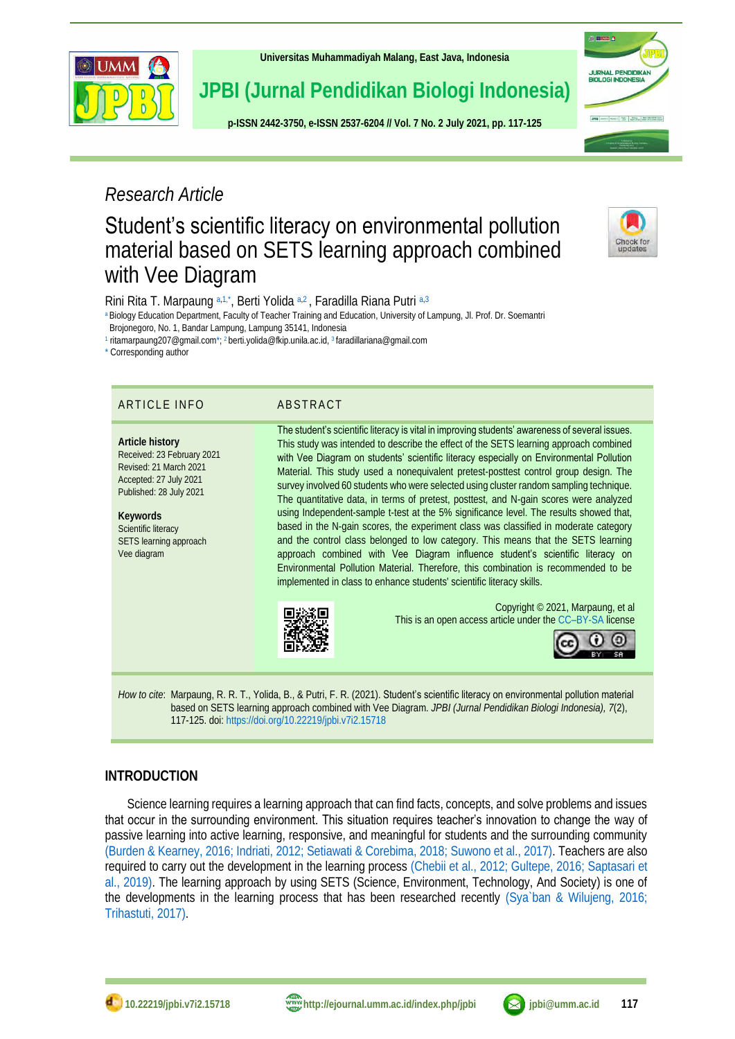*Research Article*

# Student's scientific literacy on environmental pollution material based on SETS learning approach combined with Vee Diagram

Rini Rita T. Marpaung [a,1,*], Berti Yolida [a,2], Faradilla Riana Putri [a,3]

[a] Biology Education Department, Faculty of Teacher Training and Education, University of Lampung, Jl. Prof. Dr. Soemantri Brojonegoro, No. 1, Bandar Lampung, Lampung 35141, Indonesia

[1] ritamarpaung207@gmail.com*; [2] berti.yolida@fkip.unila.ac.id, [3] faradillariana@gmail.com

\* Corresponding author

## ARTICLE INFO

**Article history**
Received: 23 February 2021
Revised: 21 March 2021
Accepted: 27 July 2021
Published: 28 July 2021

**Keywords**
Scientific literacy
SETS learning approach
Vee diagram

## ABSTRACT

The student's scientific literacy is vital in improving students' awareness of several issues. This study was intended to describe the effect of the SETS learning approach combined with Vee Diagram on students' scientific literacy especially on Environmental Pollution Material. This study used a nonequivalent pretest-posttest control group design. The survey involved 60 students who were selected using cluster random sampling technique. The quantitative data, in terms of pretest, posttest, and N-gain scores were analyzed using Independent-sample t-test at the 5% significance level. The results showed that, based in the N-gain scores, the experiment class was classified in moderate category and the control class belonged to low category. This means that the SETS learning approach combined with Vee Diagram influence student's scientific literacy on Environmental Pollution Material. Therefore, this combination is recommended to be implemented in class to enhance students' scientific literacy skills.

Copyright © 2021, Marpaung, et al
This is an open access article under the CC–BY-SA license

*How to cite*: Marpaung, R. R. T., Yolida, B., & Putri, F. R. (2021). Student's scientific literacy on environmental pollution material based on SETS learning approach combined with Vee Diagram. *JPBI (Jurnal Pendidikan Biologi Indonesia), 7*(2), 117-125. doi: https://doi.org/10.22219/jpbi.v7i2.15718

## INTRODUCTION

Science learning requires a learning approach that can find facts, concepts, and solve problems and issues that occur in the surrounding environment. This situation requires teacher's innovation to change the way of passive learning into active learning, responsive, and meaningful for students and the surrounding community (Burden & Kearney, 2016; Indriati, 2012; Setiawati & Corebima, 2018; Suwono et al., 2017). Teachers are also required to carry out the development in the learning process (Chebii et al., 2012; Gultepe, 2016; Saptasari et al., 2019). The learning approach by using SETS (Science, Environment, Technology, And Society) is one of the developments in the learning process that has been researched recently (Sya`ban & Wilujeng, 2016; Trihastuti, 2017).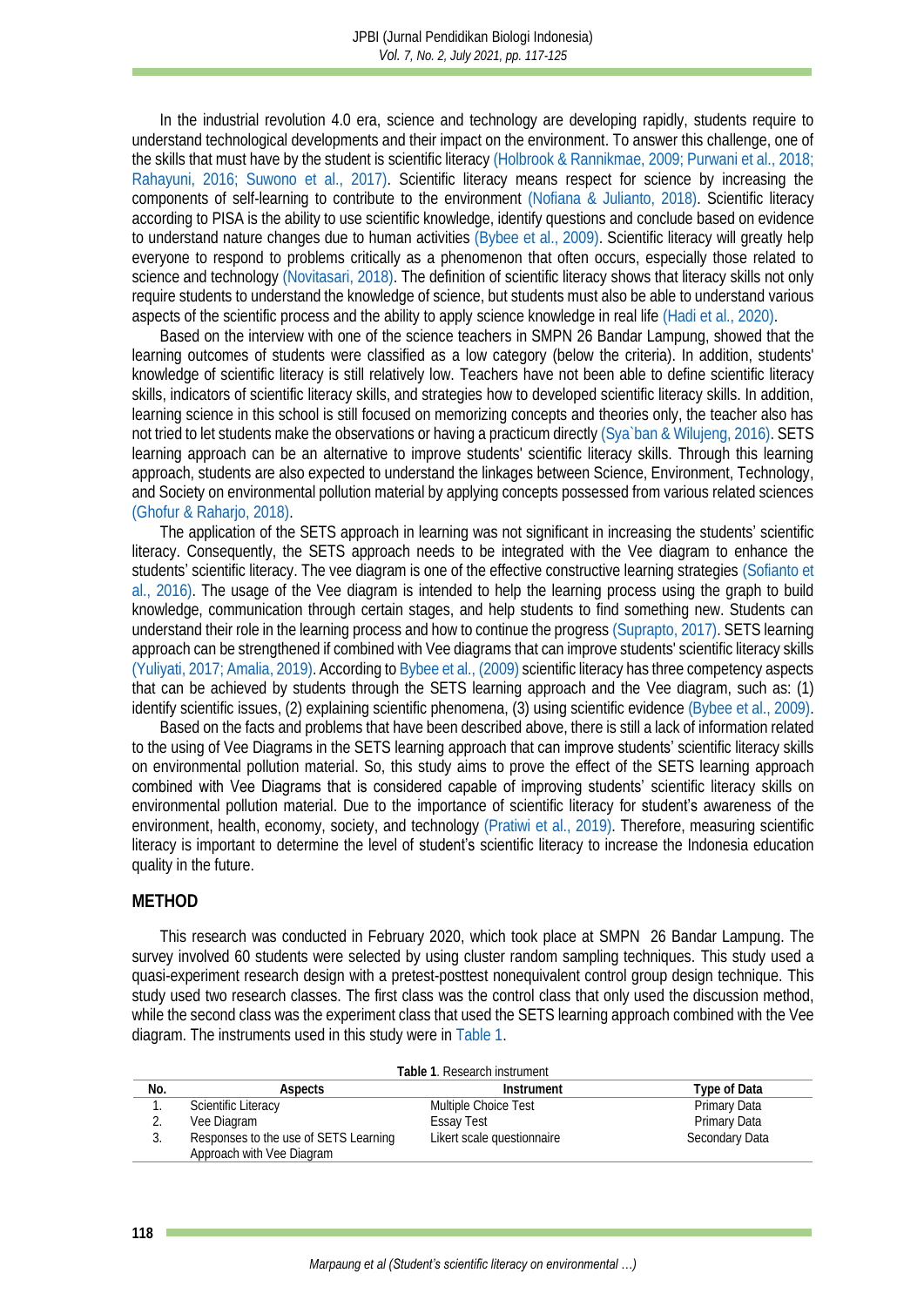In the industrial revolution 4.0 era, science and technology are developing rapidly, students require to understand technological developments and their impact on the environment. To answer this challenge, one of the skills that must have by the student is scientific literacy (Holbrook & Rannikmae, 2009; Purwani et al., 2018; Rahayuni, 2016; Suwono et al., 2017). Scientific literacy means respect for science by increasing the components of self-learning to contribute to the environment (Nofiana & Julianto, 2018). Scientific literacy according to PISA is the ability to use scientific knowledge, identify questions and conclude based on evidence to understand nature changes due to human activities (Bybee et al., 2009). Scientific literacy will greatly help everyone to respond to problems critically as a phenomenon that often occurs, especially those related to science and technology (Novitasari, 2018). The definition of scientific literacy shows that literacy skills not only require students to understand the knowledge of science, but students must also be able to understand various aspects of the scientific process and the ability to apply science knowledge in real life (Hadi et al., 2020).

Based on the interview with one of the science teachers in SMPN 26 Bandar Lampung, showed that the learning outcomes of students were classified as a low category (below the criteria). In addition, students' knowledge of scientific literacy is still relatively low. Teachers have not been able to define scientific literacy skills, indicators of scientific literacy skills, and strategies how to developed scientific literacy skills. In addition, learning science in this school is still focused on memorizing concepts and theories only, the teacher also has not tried to let students make the observations or having a practicum directly (Sya`ban & Wilujeng, 2016). SETS learning approach can be an alternative to improve students' scientific literacy skills. Through this learning approach, students are also expected to understand the linkages between Science, Environment, Technology, and Society on environmental pollution material by applying concepts possessed from various related sciences (Ghofur & Raharjo, 2018).

The application of the SETS approach in learning was not significant in increasing the students' scientific literacy. Consequently, the SETS approach needs to be integrated with the Vee diagram to enhance the students' scientific literacy. The vee diagram is one of the effective constructive learning strategies (Sofianto et al., 2016). The usage of the Vee diagram is intended to help the learning process using the graph to build knowledge, communication through certain stages, and help students to find something new. Students can understand their role in the learning process and how to continue the progress (Suprapto, 2017). SETS learning approach can be strengthened if combined with Vee diagrams that can improve students' scientific literacy skills (Yuliyati, 2017; Amalia, 2019). According to Bybee et al., (2009) scientific literacy has three competency aspects that can be achieved by students through the SETS learning approach and the Vee diagram, such as: (1) identify scientific issues, (2) explaining scientific phenomena, (3) using scientific evidence (Bybee et al., 2009).

Based on the facts and problems that have been described above, there is still a lack of information related to the using of Vee Diagrams in the SETS learning approach that can improve students' scientific literacy skills on environmental pollution material. So, this study aims to prove the effect of the SETS learning approach combined with Vee Diagrams that is considered capable of improving students' scientific literacy skills on environmental pollution material. Due to the importance of scientific literacy for student's awareness of the environment, health, economy, society, and technology (Pratiwi et al., 2019). Therefore, measuring scientific literacy is important to determine the level of student's scientific literacy to increase the Indonesia education quality in the future.

## METHOD

This research was conducted in February 2020, which took place at SMPN 26 Bandar Lampung. The survey involved 60 students were selected by using cluster random sampling techniques. This study used a quasi-experiment research design with a pretest-posttest nonequivalent control group design technique. This study used two research classes. The first class was the control class that only used the discussion method, while the second class was the experiment class that used the SETS learning approach combined with the Vee diagram. The instruments used in this study were in Table 1.

**Table 1**. Research instrument

| No. | Aspects | Instrument | Type of Data |
|---|---|---|---|
| 1. | Scientific Literacy | Multiple Choice Test | Primary Data |
| 2. | Vee Diagram | Essay Test | Primary Data |
| 3. | Responses to the use of SETS Learning Approach with Vee Diagram | Likert scale questionnaire | Secondary Data |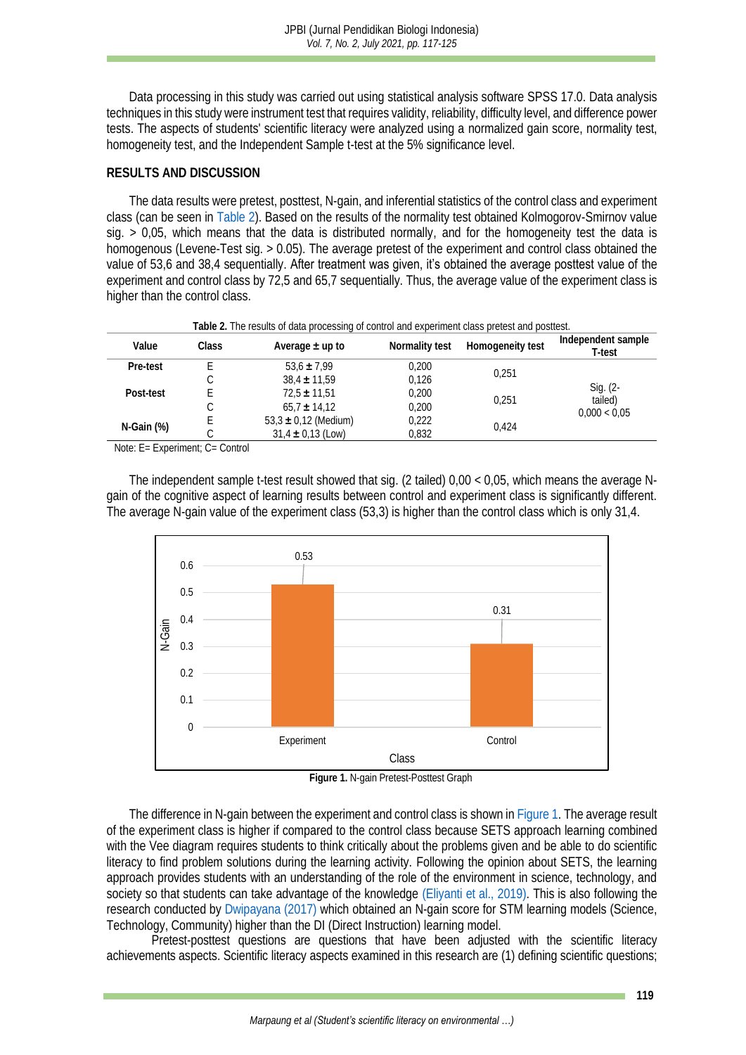Data processing in this study was carried out using statistical analysis software SPSS 17.0. Data analysis techniques in this study were instrument test that requires validity, reliability, difficulty level, and difference power tests. The aspects of students' scientific literacy were analyzed using a normalized gain score, normality test, homogeneity test, and the Independent Sample t-test at the 5% significance level.

## RESULTS AND DISCUSSION

The data results were pretest, posttest, N-gain, and inferential statistics of the control class and experiment class (can be seen in Table 2). Based on the results of the normality test obtained Kolmogorov-Smirnov value sig. > 0,05, which means that the data is distributed normally, and for the homogeneity test the data is homogenous (Levene-Test sig. > 0.05). The average pretest of the experiment and control class obtained the value of 53,6 and 38,4 sequentially. After treatment was given, it's obtained the average posttest value of the experiment and control class by 72,5 and 65,7 sequentially. Thus, the average value of the experiment class is higher than the control class.

**Table 2.** The results of data processing of control and experiment class pretest and posttest.

| Value | Class | Average ± up to | Normality test | Homogeneity test | Independent sample T-test |
|---|---|---|---|---|---|
| **Pre-test** | E | 53,6 ± 7,99 | 0,200 | 0,251 | Sig. (2-tailed) 0,000 < 0,05 |
| | C | 38,4 ± 11,59 | 0,126 | | |
| **Post-test** | E | 72,5 ± 11,51 | 0,200 | 0,251 | |
| | C | 65,7 ± 14,12 | 0,200 | | |
| **N-Gain (%)** | E | 53,3 ± 0,12 (Medium) | 0,222 | 0,424 | |
| | C | 31,4 ± 0,13 (Low) | 0,832 | | |

Note: E= Experiment; C= Control

The independent sample t-test result showed that sig. (2 tailed) 0,00 < 0,05, which means the average N-gain of the cognitive aspect of learning results between control and experiment class is significantly different. The average N-gain value of the experiment class (53,3) is higher than the control class which is only 31,4.

| Class | N-Gain |
|---|---|
| Experiment | 0.53 |
| Control | 0.31 |

**Figure 1.** N-gain Pretest-Posttest Graph

The difference in N-gain between the experiment and control class is shown in Figure 1. The average result of the experiment class is higher if compared to the control class because SETS approach learning combined with the Vee diagram requires students to think critically about the problems given and be able to do scientific literacy to find problem solutions during the learning activity. Following the opinion about SETS, the learning approach provides students with an understanding of the role of the environment in science, technology, and society so that students can take advantage of the knowledge (Eliyanti et al., 2019). This is also following the research conducted by Dwipayana (2017) which obtained an N-gain score for STM learning models (Science, Technology, Community) higher than the DI (Direct Instruction) learning model.

Pretest-posttest questions are questions that have been adjusted with the scientific literacy achievements aspects. Scientific literacy aspects examined in this research are (1) defining scientific questions;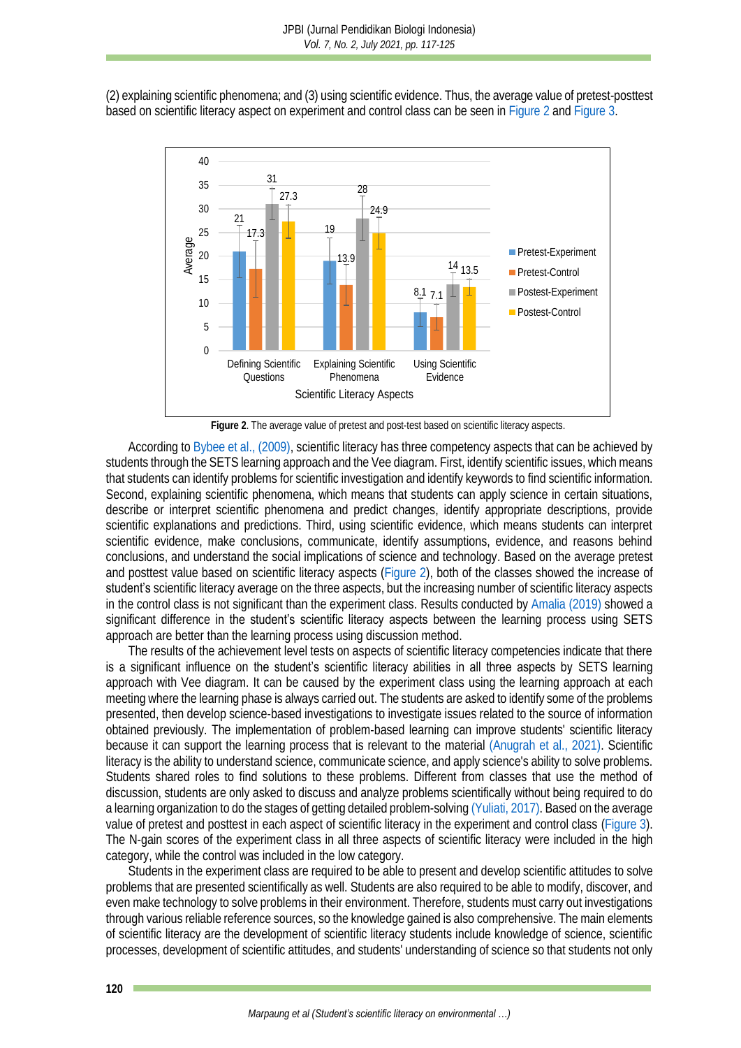(2) explaining scientific phenomena; and (3) using scientific evidence. Thus, the average value of pretest-posttest based on scientific literacy aspect on experiment and control class can be seen in Figure 2 and Figure 3.

**Figure 2**. The average value of pretest and post-test based on scientific literacy aspects.

According to Bybee et al., (2009), scientific literacy has three competency aspects that can be achieved by students through the SETS learning approach and the Vee diagram. First, identify scientific issues, which means that students can identify problems for scientific investigation and identify keywords to find scientific information. Second, explaining scientific phenomena, which means that students can apply science in certain situations, describe or interpret scientific phenomena and predict changes, identify appropriate descriptions, provide scientific explanations and predictions. Third, using scientific evidence, which means students can interpret scientific evidence, make conclusions, communicate, identify assumptions, evidence, and reasons behind conclusions, and understand the social implications of science and technology. Based on the average pretest and posttest value based on scientific literacy aspects (Figure 2), both of the classes showed the increase of student's scientific literacy average on the three aspects, but the increasing number of scientific literacy aspects in the control class is not significant than the experiment class. Results conducted by Amalia (2019) showed a significant difference in the student's scientific literacy aspects between the learning process using SETS approach are better than the learning process using discussion method.

The results of the achievement level tests on aspects of scientific literacy competencies indicate that there is a significant influence on the student's scientific literacy abilities in all three aspects by SETS learning approach with Vee diagram. It can be caused by the experiment class using the learning approach at each meeting where the learning phase is always carried out. The students are asked to identify some of the problems presented, then develop science-based investigations to investigate issues related to the source of information obtained previously. The implementation of problem-based learning can improve students' scientific literacy because it can support the learning process that is relevant to the material (Anugrah et al., 2021). Scientific literacy is the ability to understand science, communicate science, and apply science's ability to solve problems. Students shared roles to find solutions to these problems. Different from classes that use the method of discussion, students are only asked to discuss and analyze problems scientifically without being required to do a learning organization to do the stages of getting detailed problem-solving (Yuliati, 2017). Based on the average value of pretest and posttest in each aspect of scientific literacy in the experiment and control class (Figure 3). The N-gain scores of the experiment class in all three aspects of scientific literacy were included in the high category, while the control was included in the low category.

Students in the experiment class are required to be able to present and develop scientific attitudes to solve problems that are presented scientifically as well. Students are also required to be able to modify, discover, and even make technology to solve problems in their environment. Therefore, students must carry out investigations through various reliable reference sources, so the knowledge gained is also comprehensive. The main elements of scientific literacy are the development of scientific literacy students include knowledge of science, scientific processes, development of scientific attitudes, and students' understanding of science so that students not only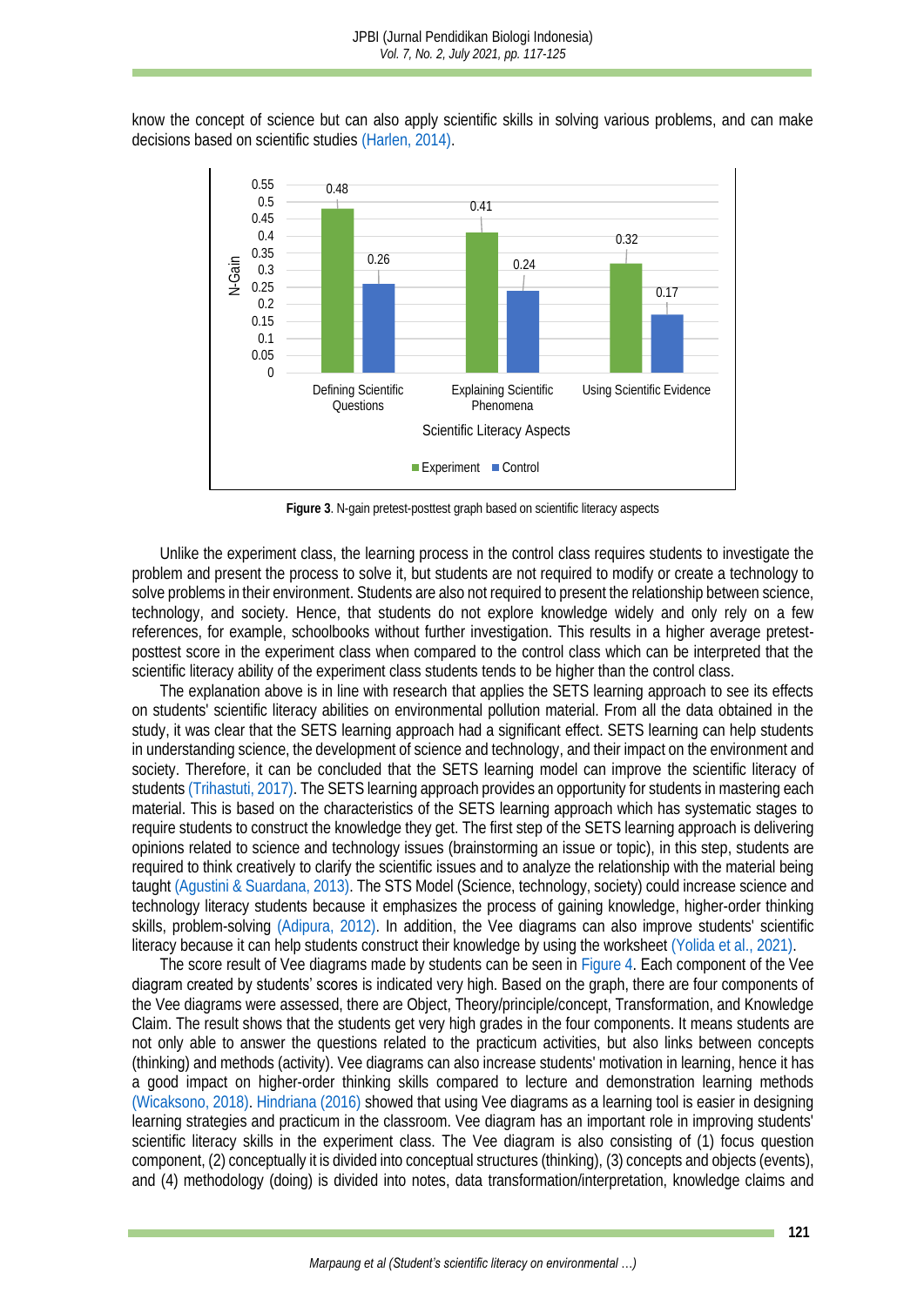know the concept of science but can also apply scientific skills in solving various problems, and can make decisions based on scientific studies (Harlen, 2014).

**Figure 3**. N-gain pretest-posttest graph based on scientific literacy aspects

Unlike the experiment class, the learning process in the control class requires students to investigate the problem and present the process to solve it, but students are not required to modify or create a technology to solve problems in their environment. Students are also not required to present the relationship between science, technology, and society. Hence, that students do not explore knowledge widely and only rely on a few references, for example, schoolbooks without further investigation. This results in a higher average pretest-posttest score in the experiment class when compared to the control class which can be interpreted that the scientific literacy ability of the experiment class students tends to be higher than the control class.

The explanation above is in line with research that applies the SETS learning approach to see its effects on students' scientific literacy abilities on environmental pollution material. From all the data obtained in the study, it was clear that the SETS learning approach had a significant effect. SETS learning can help students in understanding science, the development of science and technology, and their impact on the environment and society. Therefore, it can be concluded that the SETS learning model can improve the scientific literacy of students (Trihastuti, 2017). The SETS learning approach provides an opportunity for students in mastering each material. This is based on the characteristics of the SETS learning approach which has systematic stages to require students to construct the knowledge they get. The first step of the SETS learning approach is delivering opinions related to science and technology issues (brainstorming an issue or topic), in this step, students are required to think creatively to clarify the scientific issues and to analyze the relationship with the material being taught (Agustini & Suardana, 2013). The STS Model (Science, technology, society) could increase science and technology literacy students because it emphasizes the process of gaining knowledge, higher-order thinking skills, problem-solving (Adipura, 2012). In addition, the Vee diagrams can also improve students' scientific literacy because it can help students construct their knowledge by using the worksheet (Yolida et al., 2021).

The score result of Vee diagrams made by students can be seen in Figure 4. Each component of the Vee diagram created by students' scores is indicated very high. Based on the graph, there are four components of the Vee diagrams were assessed, there are Object, Theory/principle/concept, Transformation, and Knowledge Claim. The result shows that the students get very high grades in the four components. It means students are not only able to answer the questions related to the practicum activities, but also links between concepts (thinking) and methods (activity). Vee diagrams can also increase students' motivation in learning, hence it has a good impact on higher-order thinking skills compared to lecture and demonstration learning methods (Wicaksono, 2018). Hindriana (2016) showed that using Vee diagrams as a learning tool is easier in designing learning strategies and practicum in the classroom. Vee diagram has an important role in improving students' scientific literacy skills in the experiment class. The Vee diagram is also consisting of (1) focus question component, (2) conceptually it is divided into conceptual structures (thinking), (3) concepts and objects (events), and (4) methodology (doing) is divided into notes, data transformation/interpretation, knowledge claims and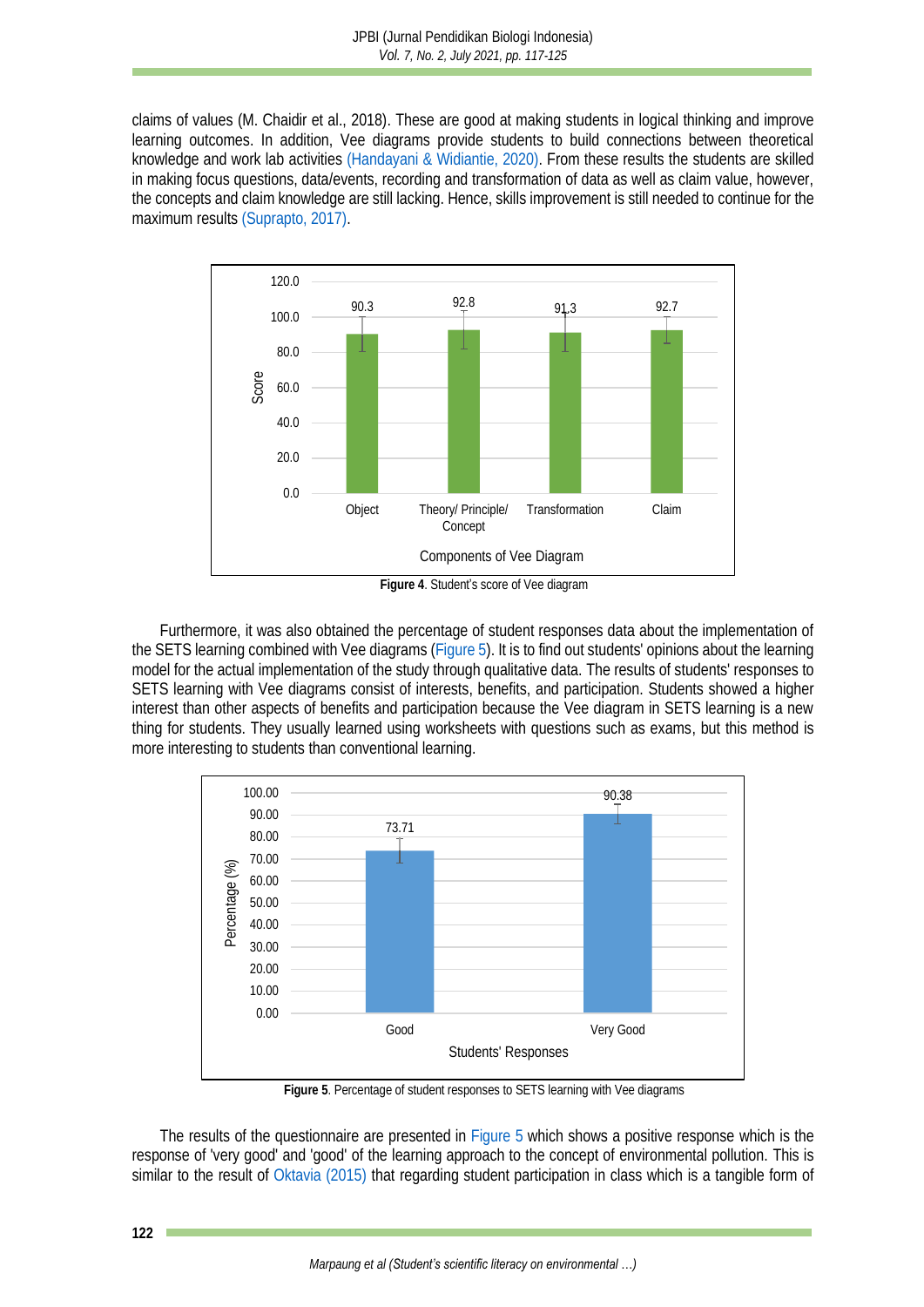claims of values (M. Chaidir et al., 2018). These are good at making students in logical thinking and improve learning outcomes. In addition, Vee diagrams provide students to build connections between theoretical knowledge and work lab activities (Handayani & Widiantie, 2020). From these results the students are skilled in making focus questions, data/events, recording and transformation of data as well as claim value, however, the concepts and claim knowledge are still lacking. Hence, skills improvement is still needed to continue for the maximum results (Suprapto, 2017).

**Figure 4**. Student's score of Vee diagram

Furthermore, it was also obtained the percentage of student responses data about the implementation of the SETS learning combined with Vee diagrams (Figure 5). It is to find out students' opinions about the learning model for the actual implementation of the study through qualitative data. The results of students' responses to SETS learning with Vee diagrams consist of interests, benefits, and participation. Students showed a higher interest than other aspects of benefits and participation because the Vee diagram in SETS learning is a new thing for students. They usually learned using worksheets with questions such as exams, but this method is more interesting to students than conventional learning.

**Figure 5**. Percentage of student responses to SETS learning with Vee diagrams

The results of the questionnaire are presented in Figure 5 which shows a positive response which is the response of 'very good' and 'good' of the learning approach to the concept of environmental pollution. This is similar to the result of Oktavia (2015) that regarding student participation in class which is a tangible form of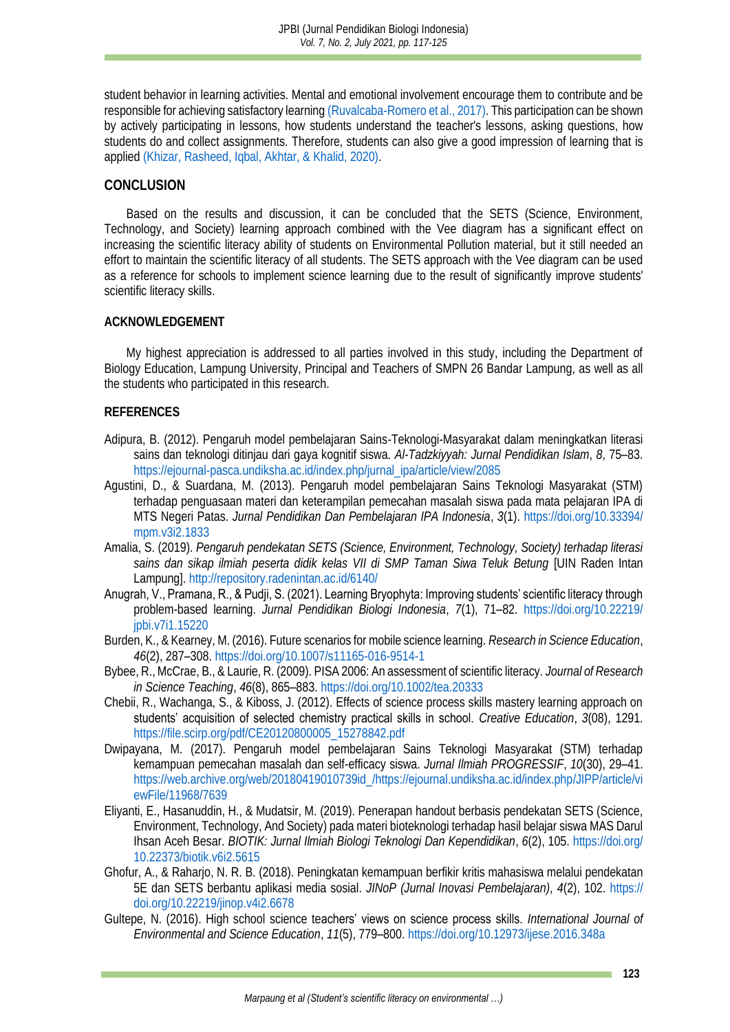student behavior in learning activities. Mental and emotional involvement encourage them to contribute and be responsible for achieving satisfactory learning (Ruvalcaba-Romero et al., 2017). This participation can be shown by actively participating in lessons, how students understand the teacher's lessons, asking questions, how students do and collect assignments. Therefore, students can also give a good impression of learning that is applied (Khizar, Rasheed, Iqbal, Akhtar, & Khalid, 2020).

## CONCLUSION

Based on the results and discussion, it can be concluded that the SETS (Science, Environment, Technology, and Society) learning approach combined with the Vee diagram has a significant effect on increasing the scientific literacy ability of students on Environmental Pollution material, but it still needed an effort to maintain the scientific literacy of all students. The SETS approach with the Vee diagram can be used as a reference for schools to implement science learning due to the result of significantly improve students' scientific literacy skills.

## ACKNOWLEDGEMENT

My highest appreciation is addressed to all parties involved in this study, including the Department of Biology Education, Lampung University, Principal and Teachers of SMPN 26 Bandar Lampung, as well as all the students who participated in this research.

## REFERENCES

Adipura, B. (2012). Pengaruh model pembelajaran Sains-Teknologi-Masyarakat dalam meningkatkan literasi sains dan teknologi ditinjau dari gaya kognitif siswa. *Al-Tadzkiyyah: Jurnal Pendidikan Islam*, *8*, 75–83. https://ejournal-pasca.undiksha.ac.id/index.php/jurnal_ipa/article/view/2085

Agustini, D., & Suardana, M. (2013). Pengaruh model pembelajaran Sains Teknologi Masyarakat (STM) terhadap penguasaan materi dan keterampilan pemecahan masalah siswa pada mata pelajaran IPA di MTS Negeri Patas. *Jurnal Pendidikan Dan Pembelajaran IPA Indonesia*, *3*(1). https://doi.org/10.33394/mpm.v3i2.1833

Amalia, S. (2019). *Pengaruh pendekatan SETS (Science, Environment, Technology, Society) terhadap literasi sains dan sikap ilmiah peserta didik kelas VII di SMP Taman Siwa Teluk Betung* [UIN Raden Intan Lampung]. http://repository.radenintan.ac.id/6140/

Anugrah, V., Pramana, R., & Pudji, S. (2021). Learning Bryophyta: Improving students' scientific literacy through problem-based learning. *Jurnal Pendidikan Biologi Indonesia*, *7*(1), 71–82. https://doi.org/10.22219/jpbi.v7i1.15220

Burden, K., & Kearney, M. (2016). Future scenarios for mobile science learning. *Research in Science Education*, *46*(2), 287–308. https://doi.org/10.1007/s11165-016-9514-1

Bybee, R., McCrae, B., & Laurie, R. (2009). PISA 2006: An assessment of scientific literacy. *Journal of Research in Science Teaching*, *46*(8), 865–883. https://doi.org/10.1002/tea.20333

Chebii, R., Wachanga, S., & Kiboss, J. (2012). Effects of science process skills mastery learning approach on students' acquisition of selected chemistry practical skills in school. *Creative Education*, *3*(08), 1291. https://file.scirp.org/pdf/CE20120800005_15278842.pdf

Dwipayana, M. (2017). Pengaruh model pembelajaran Sains Teknologi Masyarakat (STM) terhadap kemampuan pemecahan masalah dan self-efficacy siswa. *Jurnal Ilmiah PROGRESSIF*, *10*(30), 29–41. https://web.archive.org/web/20180419010739id_/https://ejournal.undiksha.ac.id/index.php/JIPP/article/viewFile/11968/7639

Eliyanti, E., Hasanuddin, H., & Mudatsir, M. (2019). Penerapan handout berbasis pendekatan SETS (Science, Environment, Technology, And Society) pada materi bioteknologi terhadap hasil belajar siswa MAS Darul Ihsan Aceh Besar. *BIOTIK: Jurnal Ilmiah Biologi Teknologi Dan Kependidikan*, *6*(2), 105. https://doi.org/10.22373/biotik.v6i2.5615

Ghofur, A., & Raharjo, N. R. B. (2018). Peningkatan kemampuan berfikir kritis mahasiswa melalui pendekatan 5E dan SETS berbantu aplikasi media sosial. *JINoP (Jurnal Inovasi Pembelajaran)*, *4*(2), 102. https://doi.org/10.22219/jinop.v4i2.6678

Gultepe, N. (2016). High school science teachers' views on science process skills. *International Journal of Environmental and Science Education*, *11*(5), 779–800. https://doi.org/10.12973/ijese.2016.348a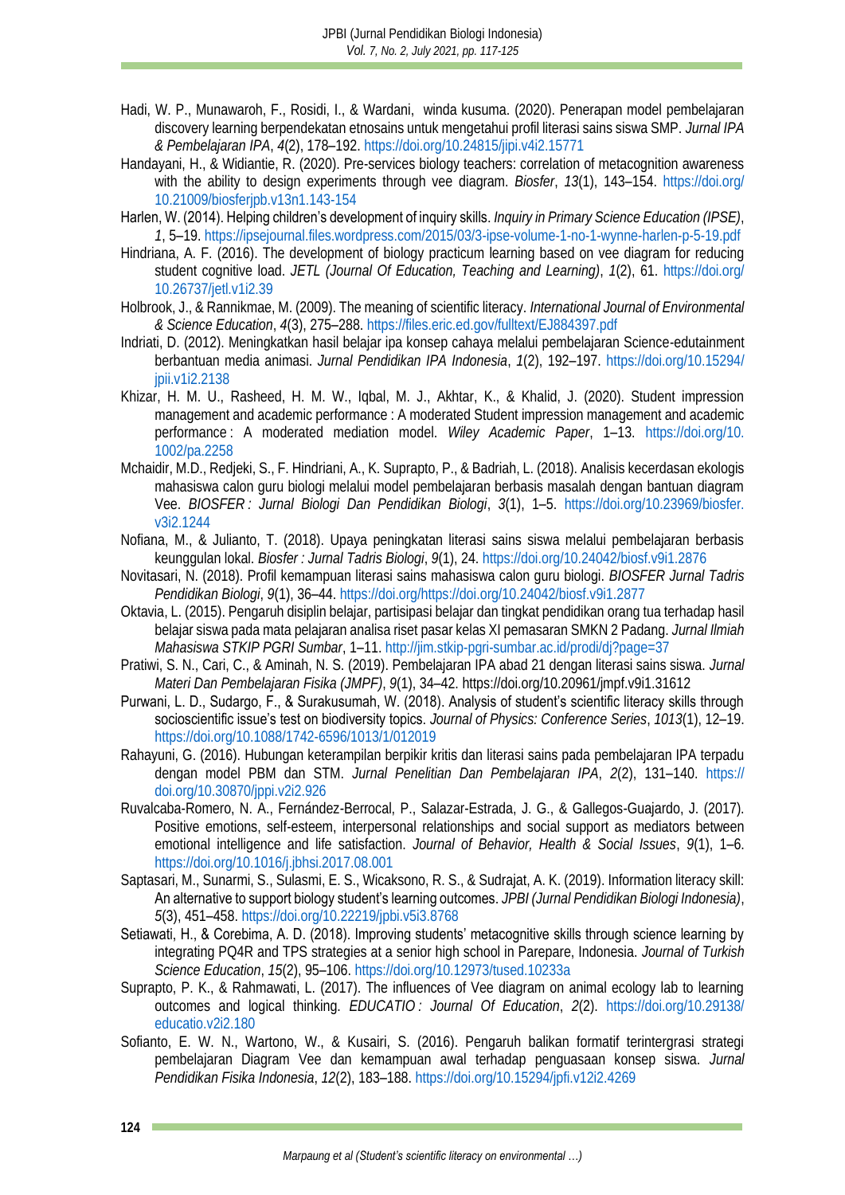Hadi, W. P., Munawaroh, F., Rosidi, I., & Wardani, winda kusuma. (2020). Penerapan model pembelajaran discovery learning berpendekatan etnosains untuk mengetahui profil literasi sains siswa SMP. *Jurnal IPA & Pembelajaran IPA*, *4*(2), 178–192. https://doi.org/10.24815/jipi.v4i2.15771

Handayani, H., & Widiantie, R. (2020). Pre-services biology teachers: correlation of metacognition awareness with the ability to design experiments through vee diagram. *Biosfer*, *13*(1), 143–154. https://doi.org/10.21009/biosferjpb.v13n1.143-154

Harlen, W. (2014). Helping children's development of inquiry skills. *Inquiry in Primary Science Education (IPSE)*, *1*, 5–19. https://ipsejournal.files.wordpress.com/2015/03/3-ipse-volume-1-no-1-wynne-harlen-p-5-19.pdf

Hindriana, A. F. (2016). The development of biology practicum learning based on vee diagram for reducing student cognitive load. *JETL (Journal Of Education, Teaching and Learning)*, *1*(2), 61. https://doi.org/10.26737/jetl.v1i2.39

Holbrook, J., & Rannikmae, M. (2009). The meaning of scientific literacy. *International Journal of Environmental & Science Education*, *4*(3), 275–288. https://files.eric.ed.gov/fulltext/EJ884397.pdf

Indriati, D. (2012). Meningkatkan hasil belajar ipa konsep cahaya melalui pembelajaran Science-edutainment berbantuan media animasi. *Jurnal Pendidikan IPA Indonesia*, *1*(2), 192–197. https://doi.org/10.15294/jpii.v1i2.2138

Khizar, H. M. U., Rasheed, H. M. W., Iqbal, M. J., Akhtar, K., & Khalid, J. (2020). Student impression management and academic performance : A moderated Student impression management and academic performance : A moderated mediation model. *Wiley Academic Paper*, 1–13. https://doi.org/10.1002/pa.2258

Mchaidir, M.D., Redjeki, S., F. Hindriani, A., K. Suprapto, P., & Badriah, L. (2018). Analisis kecerdasan ekologis mahasiswa calon guru biologi melalui model pembelajaran berbasis masalah dengan bantuan diagram Vee. *BIOSFER : Jurnal Biologi Dan Pendidikan Biologi*, *3*(1), 1–5. https://doi.org/10.23969/biosfer.v3i2.1244

Nofiana, M., & Julianto, T. (2018). Upaya peningkatan literasi sains siswa melalui pembelajaran berbasis keunggulan lokal. *Biosfer : Jurnal Tadris Biologi*, *9*(1), 24. https://doi.org/10.24042/biosf.v9i1.2876

Novitasari, N. (2018). Profil kemampuan literasi sains mahasiswa calon guru biologi. *BIOSFER Jurnal Tadris Pendidikan Biologi*, *9*(1), 36–44. https://doi.org/https://doi.org/10.24042/biosf.v9i1.2877

Oktavia, L. (2015). Pengaruh disiplin belajar, partisipasi belajar dan tingkat pendidikan orang tua terhadap hasil belajar siswa pada mata pelajaran analisa riset pasar kelas XI pemasaran SMKN 2 Padang. *Jurnal Ilmiah Mahasiswa STKIP PGRI Sumbar*, 1–11. http://jim.stkip-pgri-sumbar.ac.id/prodi/dj?page=37

Pratiwi, S. N., Cari, C., & Aminah, N. S. (2019). Pembelajaran IPA abad 21 dengan literasi sains siswa. *Jurnal Materi Dan Pembelajaran Fisika (JMPF)*, *9*(1), 34–42. https://doi.org/10.20961/jmpf.v9i1.31612

Purwani, L. D., Sudargo, F., & Surakusumah, W. (2018). Analysis of student's scientific literacy skills through socioscientific issue's test on biodiversity topics. *Journal of Physics: Conference Series*, *1013*(1), 12–19. https://doi.org/10.1088/1742-6596/1013/1/012019

Rahayuni, G. (2016). Hubungan keterampilan berpikir kritis dan literasi sains pada pembelajaran IPA terpadu dengan model PBM dan STM. *Jurnal Penelitian Dan Pembelajaran IPA*, *2*(2), 131–140. https://doi.org/10.30870/jppi.v2i2.926

Ruvalcaba-Romero, N. A., Fernández-Berrocal, P., Salazar-Estrada, J. G., & Gallegos-Guajardo, J. (2017). Positive emotions, self-esteem, interpersonal relationships and social support as mediators between emotional intelligence and life satisfaction. *Journal of Behavior, Health & Social Issues*, *9*(1), 1–6. https://doi.org/10.1016/j.jbhsi.2017.08.001

Saptasari, M., Sunarmi, S., Sulasmi, E. S., Wicaksono, R. S., & Sudrajat, A. K. (2019). Information literacy skill: An alternative to support biology student's learning outcomes. *JPBI (Jurnal Pendidikan Biologi Indonesia)*, *5*(3), 451–458. https://doi.org/10.22219/jpbi.v5i3.8768

Setiawati, H., & Corebima, A. D. (2018). Improving students' metacognitive skills through science learning by integrating PQ4R and TPS strategies at a senior high school in Parepare, Indonesia. *Journal of Turkish Science Education*, *15*(2), 95–106. https://doi.org/10.12973/tused.10233a

Suprapto, P. K., & Rahmawati, L. (2017). The influences of Vee diagram on animal ecology lab to learning outcomes and logical thinking. *EDUCATIO : Journal Of Education*, *2*(2). https://doi.org/10.29138/educatio.v2i2.180

Sofianto, E. W. N., Wartono, W., & Kusairi, S. (2016). Pengaruh balikan formatif terintergrasi strategi pembelajaran Diagram Vee dan kemampuan awal terhadap penguasaan konsep siswa. *Jurnal Pendidikan Fisika Indonesia*, *12*(2), 183–188. https://doi.org/10.15294/jpfi.v12i2.4269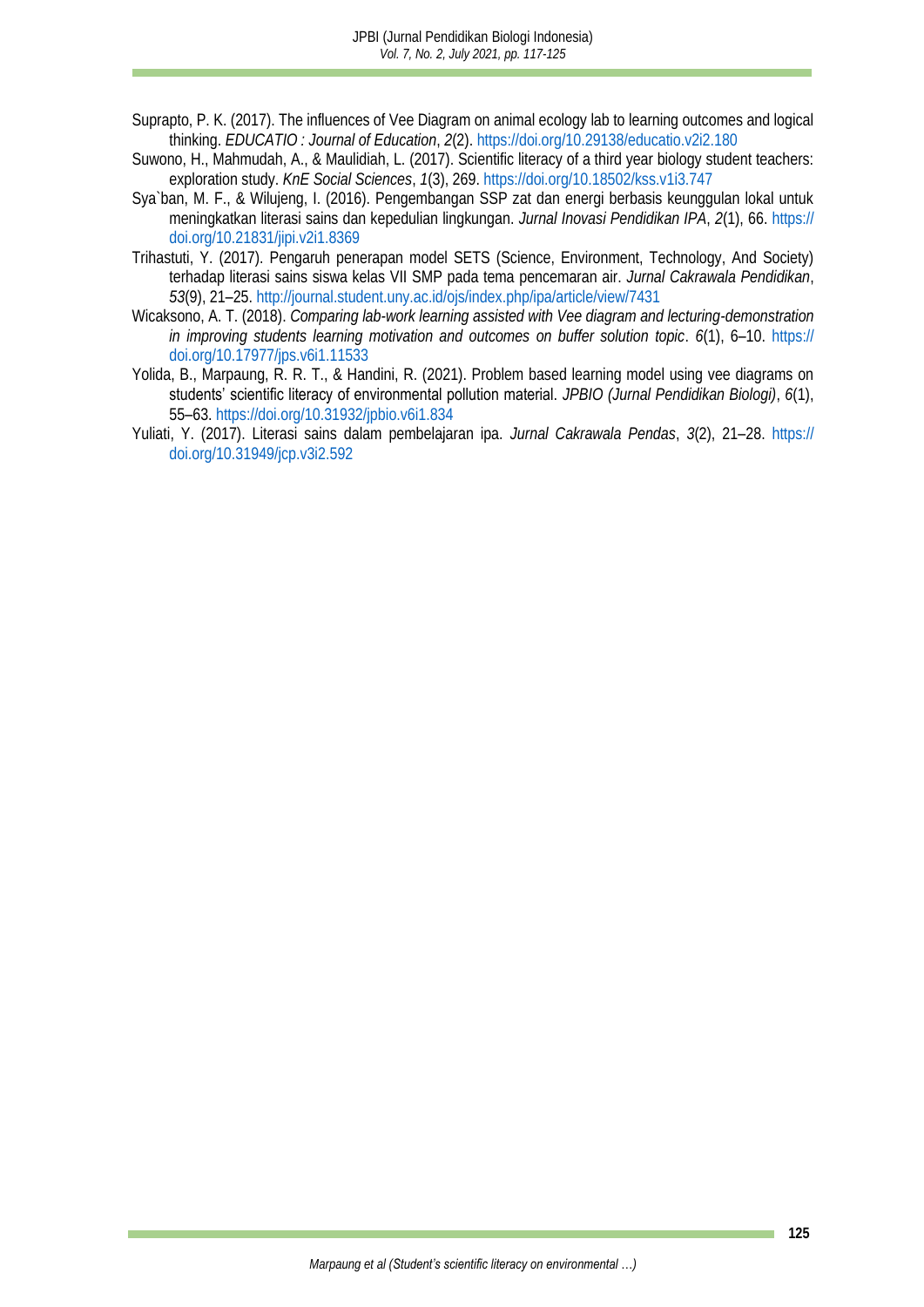Suprapto, P. K. (2017). The influences of Vee Diagram on animal ecology lab to learning outcomes and logical thinking. *EDUCATIO : Journal of Education*, *2*(2). https://doi.org/10.29138/educatio.v2i2.180

Suwono, H., Mahmudah, A., & Maulidiah, L. (2017). Scientific literacy of a third year biology student teachers: exploration study. *KnE Social Sciences*, *1*(3), 269. https://doi.org/10.18502/kss.v1i3.747

Sya`ban, M. F., & Wilujeng, I. (2016). Pengembangan SSP zat dan energi berbasis keunggulan lokal untuk meningkatkan literasi sains dan kepedulian lingkungan. *Jurnal Inovasi Pendidikan IPA*, *2*(1), 66. https://doi.org/10.21831/jipi.v2i1.8369

Trihastuti, Y. (2017). Pengaruh penerapan model SETS (Science, Environment, Technology, And Society) terhadap literasi sains siswa kelas VII SMP pada tema pencemaran air. *Jurnal Cakrawala Pendidikan*, *53*(9), 21–25. http://journal.student.uny.ac.id/ojs/index.php/ipa/article/view/7431

Wicaksono, A. T. (2018). *Comparing lab-work learning assisted with Vee diagram and lecturing-demonstration in improving students learning motivation and outcomes on buffer solution topic*. *6*(1), 6–10. https://doi.org/10.17977/jps.v6i1.11533

Yolida, B., Marpaung, R. R. T., & Handini, R. (2021). Problem based learning model using vee diagrams on students' scientific literacy of environmental pollution material. *JPBIO (Jurnal Pendidikan Biologi)*, *6*(1), 55–63. https://doi.org/10.31932/jpbio.v6i1.834

Yuliati, Y. (2017). Literasi sains dalam pembelajaran ipa. *Jurnal Cakrawala Pendas*, *3*(2), 21–28. https://doi.org/10.31949/jcp.v3i2.592